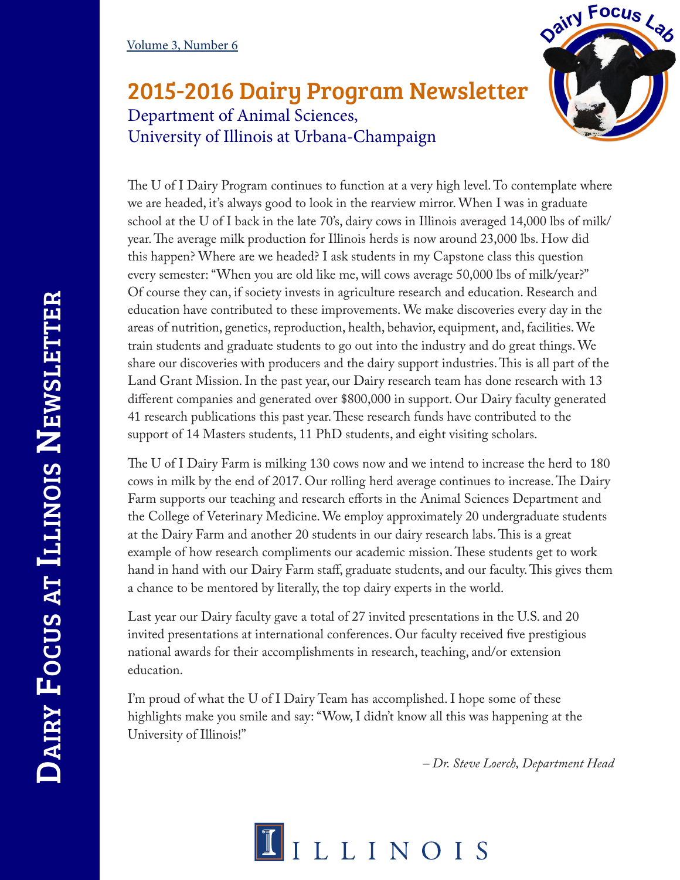Volume 3, Number 6

# 2015-2016 Dairy Program Newsletter

Department of Animal Sciences,
University of Illinois at Urbana-Champaign

The U of I Dairy Program continues to function at a very high level. To contemplate where we are headed, it's always good to look in the rearview mirror. When I was in graduate school at the U of I back in the late 70's, dairy cows in Illinois averaged 14,000 lbs of milk/year. The average milk production for Illinois herds is now around 23,000 lbs. How did this happen? Where are we headed? I ask students in my Capstone class this question every semester: "When you are old like me, will cows average 50,000 lbs of milk/year?" Of course they can, if society invests in agriculture research and education. Research and education have contributed to these improvements. We make discoveries every day in the areas of nutrition, genetics, reproduction, health, behavior, equipment, and, facilities. We train students and graduate students to go out into the industry and do great things. We share our discoveries with producers and the dairy support industries. This is all part of the Land Grant Mission. In the past year, our Dairy research team has done research with 13 different companies and generated over $800,000 in support. Our Dairy faculty generated 41 research publications this past year. These research funds have contributed to the support of 14 Masters students, 11 PhD students, and eight visiting scholars.

The U of I Dairy Farm is milking 130 cows now and we intend to increase the herd to 180 cows in milk by the end of 2017. Our rolling herd average continues to increase. The Dairy Farm supports our teaching and research efforts in the Animal Sciences Department and the College of Veterinary Medicine. We employ approximately 20 undergraduate students at the Dairy Farm and another 20 students in our dairy research labs. This is a great example of how research compliments our academic mission. These students get to work hand in hand with our Dairy Farm staff, graduate students, and our faculty. This gives them a chance to be mentored by literally, the top dairy experts in the world.

Last year our Dairy faculty gave a total of 27 invited presentations in the U.S. and 20 invited presentations at international conferences. Our faculty received five prestigious national awards for their accomplishments in research, teaching, and/or extension education.

I'm proud of what the U of I Dairy Team has accomplished. I hope some of these highlights make you smile and say: "Wow, I didn't know all this was happening at the University of Illinois!"

*– Dr. Steve Loerch, Department Head*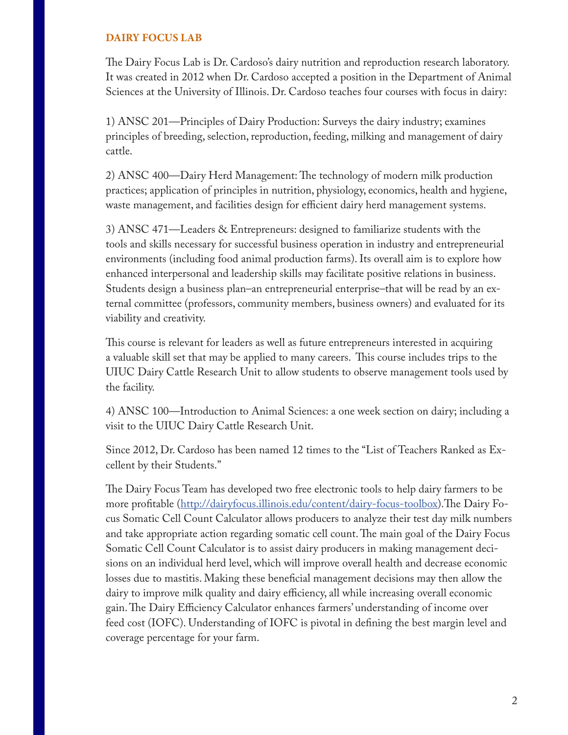## DAIRY FOCUS LAB

The Dairy Focus Lab is Dr. Cardoso's dairy nutrition and reproduction research laboratory. It was created in 2012 when Dr. Cardoso accepted a position in the Department of Animal Sciences at the University of Illinois. Dr. Cardoso teaches four courses with focus in dairy:

1) ANSC 201—Principles of Dairy Production: Surveys the dairy industry; examines principles of breeding, selection, reproduction, feeding, milking and management of dairy cattle.

2) ANSC 400—Dairy Herd Management: The technology of modern milk production practices; application of principles in nutrition, physiology, economics, health and hygiene, waste management, and facilities design for efficient dairy herd management systems.

3) ANSC 471—Leaders & Entrepreneurs: designed to familiarize students with the tools and skills necessary for successful business operation in industry and entrepreneurial environments (including food animal production farms). Its overall aim is to explore how enhanced interpersonal and leadership skills may facilitate positive relations in business. Students design a business plan–an entrepreneurial enterprise–that will be read by an external committee (professors, community members, business owners) and evaluated for its viability and creativity.

This course is relevant for leaders as well as future entrepreneurs interested in acquiring a valuable skill set that may be applied to many careers. This course includes trips to the UIUC Dairy Cattle Research Unit to allow students to observe management tools used by the facility.

4) ANSC 100—Introduction to Animal Sciences: a one week section on dairy; including a visit to the UIUC Dairy Cattle Research Unit.

Since 2012, Dr. Cardoso has been named 12 times to the "List of Teachers Ranked as Excellent by their Students."

The Dairy Focus Team has developed two free electronic tools to help dairy farmers to be more profitable (http://dairyfocus.illinois.edu/content/dairy-focus-toolbox).The Dairy Focus Somatic Cell Count Calculator allows producers to analyze their test day milk numbers and take appropriate action regarding somatic cell count. The main goal of the Dairy Focus Somatic Cell Count Calculator is to assist dairy producers in making management decisions on an individual herd level, which will improve overall health and decrease economic losses due to mastitis. Making these beneficial management decisions may then allow the dairy to improve milk quality and dairy efficiency, all while increasing overall economic gain. The Dairy Efficiency Calculator enhances farmers' understanding of income over feed cost (IOFC). Understanding of IOFC is pivotal in defining the best margin level and coverage percentage for your farm.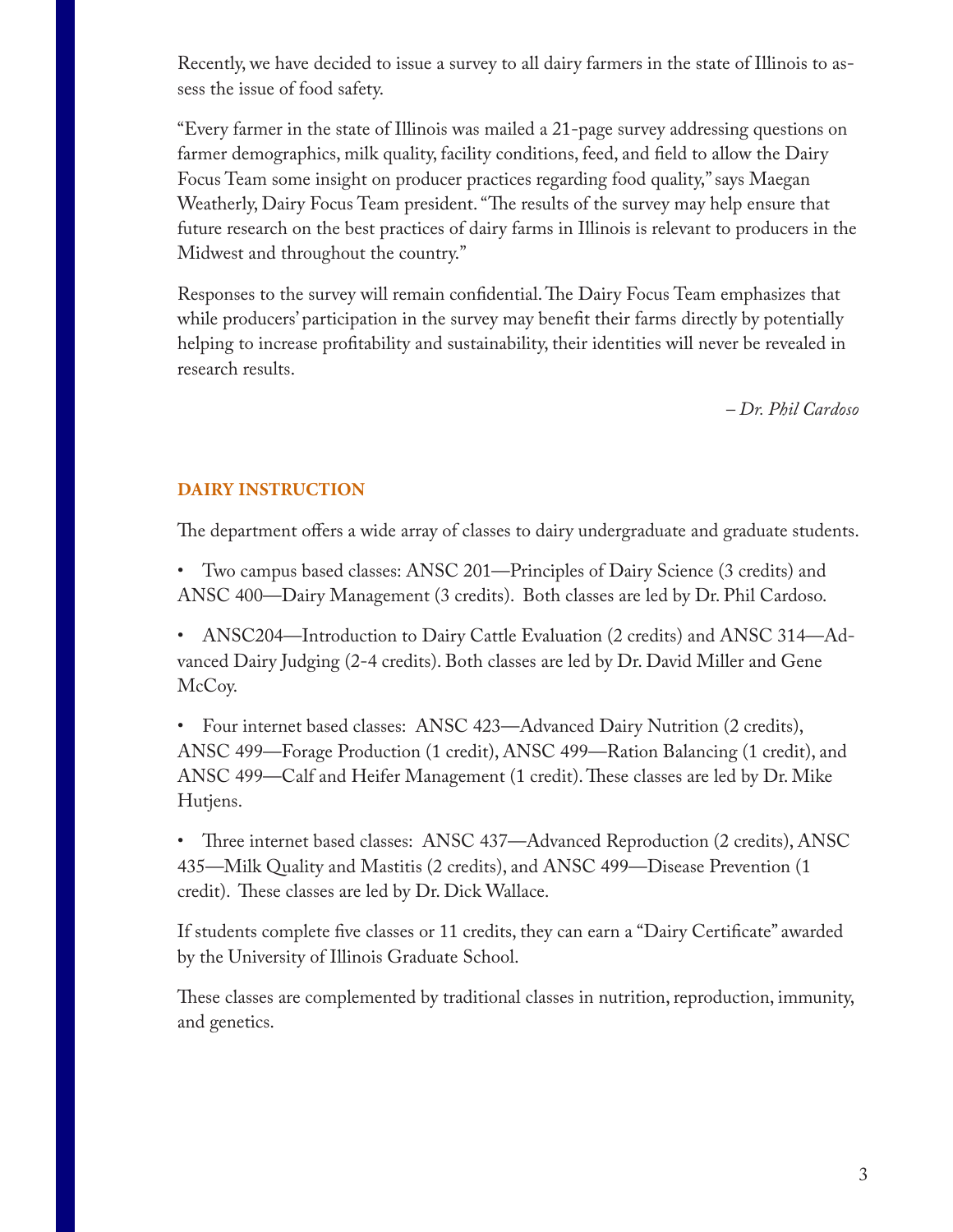Recently, we have decided to issue a survey to all dairy farmers in the state of Illinois to assess the issue of food safety.

"Every farmer in the state of Illinois was mailed a 21-page survey addressing questions on farmer demographics, milk quality, facility conditions, feed, and field to allow the Dairy Focus Team some insight on producer practices regarding food quality," says Maegan Weatherly, Dairy Focus Team president. "The results of the survey may help ensure that future research on the best practices of dairy farms in Illinois is relevant to producers in the Midwest and throughout the country."

Responses to the survey will remain confidential. The Dairy Focus Team emphasizes that while producers' participation in the survey may benefit their farms directly by potentially helping to increase profitability and sustainability, their identities will never be revealed in research results.

*– Dr. Phil Cardoso*

## DAIRY INSTRUCTION

The department offers a wide array of classes to dairy undergraduate and graduate students.

- Two campus based classes: ANSC 201—Principles of Dairy Science (3 credits) and ANSC 400—Dairy Management (3 credits). Both classes are led by Dr. Phil Cardoso.
- ANSC204—Introduction to Dairy Cattle Evaluation (2 credits) and ANSC 314—Advanced Dairy Judging (2-4 credits). Both classes are led by Dr. David Miller and Gene McCoy.
- Four internet based classes: ANSC 423—Advanced Dairy Nutrition (2 credits), ANSC 499—Forage Production (1 credit), ANSC 499—Ration Balancing (1 credit), and ANSC 499—Calf and Heifer Management (1 credit). These classes are led by Dr. Mike Hutjens.
- Three internet based classes: ANSC 437—Advanced Reproduction (2 credits), ANSC 435—Milk Quality and Mastitis (2 credits), and ANSC 499—Disease Prevention (1 credit). These classes are led by Dr. Dick Wallace.

If students complete five classes or 11 credits, they can earn a "Dairy Certificate" awarded by the University of Illinois Graduate School.

These classes are complemented by traditional classes in nutrition, reproduction, immunity, and genetics.